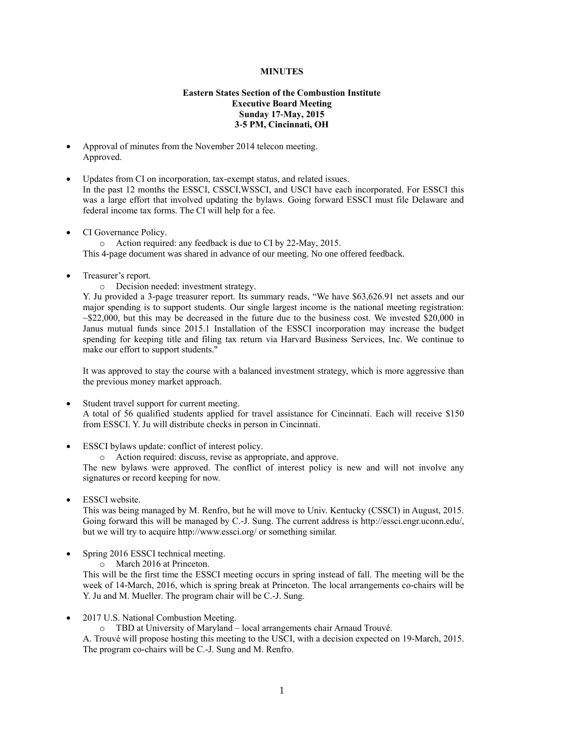**MINUTES**

**Eastern States Section of the Combustion Institute**
**Executive Board Meeting**
**Sunday 17-May, 2015**
**3-5 PM, Cincinnati, OH**

- Approval of minutes from the November 2014 telecon meeting.
  Approved.

- Updates from CI on incorporation, tax-exempt status, and related issues.
  In the past 12 months the ESSCI, CSSCI,WSSCI, and USCI have each incorporated. For ESSCI this was a large effort that involved updating the bylaws. Going forward ESSCI must file Delaware and federal income tax forms. The CI will help for a fee.

- CI Governance Policy.
  - Action required: any feedback is due to CI by 22-May, 2015.

  This 4-page document was shared in advance of our meeting. No one offered feedback.

- Treasurer's report.
  - Decision needed: investment strategy.

  Y. Ju provided a 3-page treasurer report. Its summary reads, "We have $63,626.91 net assets and our major spending is to support students. Our single largest income is the national meeting registration: ~$22,000, but this may be decreased in the future due to the business cost. We invested $20,000 in Janus mutual funds since 2015.1 Installation of the ESSCI incorporation may increase the budget spending for keeping title and filing tax return via Harvard Business Services, Inc. We continue to make our effort to support students."

  It was approved to stay the course with a balanced investment strategy, which is more aggressive than the previous money market approach.

- Student travel support for current meeting.
  A total of 56 qualified students applied for travel assistance for Cincinnati. Each will receive $150 from ESSCI. Y. Ju will distribute checks in person in Cincinnati.

- ESSCI bylaws update: conflict of interest policy.
  - Action required: discuss, revise as appropriate, and approve.

  The new bylaws were approved. The conflict of interest policy is new and will not involve any signatures or record keeping for now.

- ESSCI website.
  This was being managed by M. Renfro, but he will move to Univ. Kentucky (CSSCI) in August, 2015. Going forward this will be managed by C.-J. Sung. The current address is http://essci.engr.uconn.edu/, but we will try to acquire http://www.essci.org/ or something similar.

- Spring 2016 ESSCI technical meeting.
  - March 2016 at Princeton.

  This will be the first time the ESSCI meeting occurs in spring instead of fall. The meeting will be the week of 14-March, 2016, which is spring break at Princeton. The local arrangements co-chairs will be Y. Ju and M. Mueller. The program chair will be C.-J. Sung.

- 2017 U.S. National Combustion Meeting.
  - TBD at University of Maryland – local arrangements chair Arnaud Trouvé.

  A. Trouvé will propose hosting this meeting to the USCI, with a decision expected on 19-March, 2015. The program co-chairs will be C.-J. Sung and M. Renfro.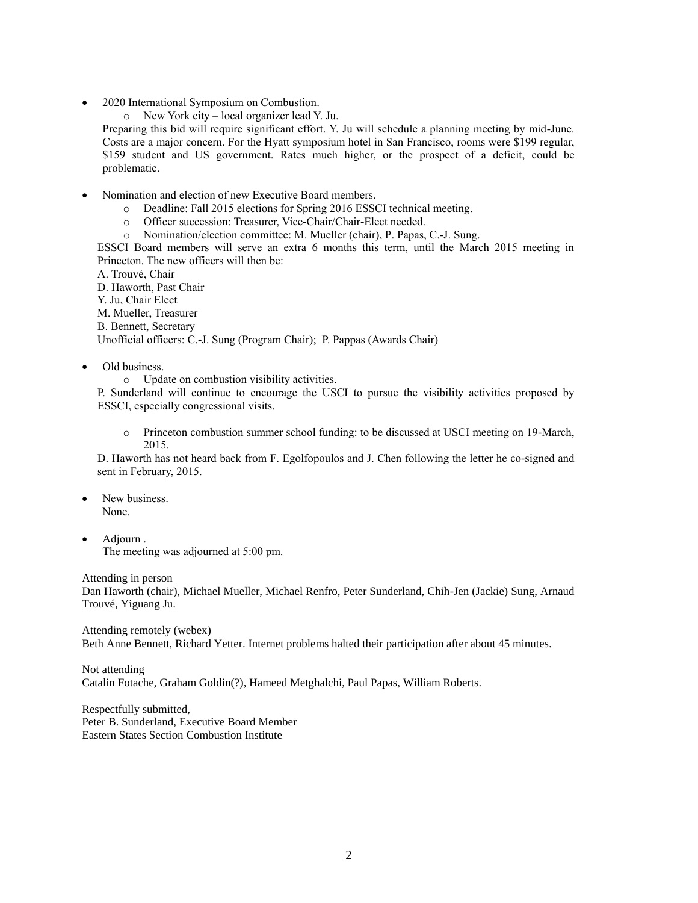- 2020 International Symposium on Combustion.
  - New York city – local organizer lead Y. Ju.

  Preparing this bid will require significant effort. Y. Ju will schedule a planning meeting by mid-June. Costs are a major concern. For the Hyatt symposium hotel in San Francisco, rooms were $199 regular, $159 student and US government. Rates much higher, or the prospect of a deficit, could be problematic.

- Nomination and election of new Executive Board members.
  - Deadline: Fall 2015 elections for Spring 2016 ESSCI technical meeting.
  - Officer succession: Treasurer, Vice-Chair/Chair-Elect needed.
  - Nomination/election committee: M. Mueller (chair), P. Papas, C.-J. Sung.

  ESSCI Board members will serve an extra 6 months this term, until the March 2015 meeting in Princeton. The new officers will then be:

  A. Trouvé, Chair
  D. Haworth, Past Chair
  Y. Ju, Chair Elect
  M. Mueller, Treasurer
  B. Bennett, Secretary
  Unofficial officers: C.-J. Sung (Program Chair); P. Pappas (Awards Chair)

- Old business.
  - Update on combustion visibility activities.

  P. Sunderland will continue to encourage the USCI to pursue the visibility activities proposed by ESSCI, especially congressional visits.

  - Princeton combustion summer school funding: to be discussed at USCI meeting on 19-March, 2015.

  D. Haworth has not heard back from F. Egolfopoulos and J. Chen following the letter he co-signed and sent in February, 2015.

- New business.
  None.

- Adjourn .
  The meeting was adjourned at 5:00 pm.

Attending in person

Dan Haworth (chair), Michael Mueller, Michael Renfro, Peter Sunderland, Chih-Jen (Jackie) Sung, Arnaud Trouvé, Yiguang Ju.

Attending remotely (webex)

Beth Anne Bennett, Richard Yetter. Internet problems halted their participation after about 45 minutes.

Not attending

Catalin Fotache, Graham Goldin(?), Hameed Metghalchi, Paul Papas, William Roberts.

Respectfully submitted,
Peter B. Sunderland, Executive Board Member
Eastern States Section Combustion Institute